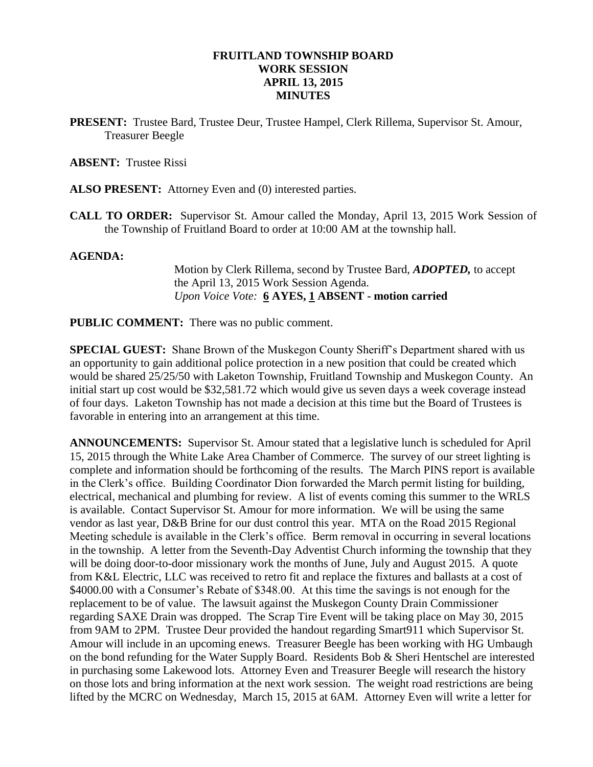# FRUITLAND TOWNSHIP BOARD
## WORK SESSION
## APRIL 13, 2015
## MINUTES

**PRESENT:** Trustee Bard, Trustee Deur, Trustee Hampel, Clerk Rillema, Supervisor St. Amour, Treasurer Beegle

**ABSENT:** Trustee Rissi

**ALSO PRESENT:** Attorney Even and (0) interested parties.

**CALL TO ORDER:** Supervisor St. Amour called the Monday, April 13, 2015 Work Session of the Township of Fruitland Board to order at 10:00 AM at the township hall.

**AGENDA:**

Motion by Clerk Rillema, second by Trustee Bard, ***ADOPTED,*** to accept the April 13, 2015 Work Session Agenda.
*Upon Voice Vote:* **6 AYES, 1 ABSENT - motion carried**

**PUBLIC COMMENT:** There was no public comment.

**SPECIAL GUEST:** Shane Brown of the Muskegon County Sheriff's Department shared with us an opportunity to gain additional police protection in a new position that could be created which would be shared 25/25/50 with Laketon Township, Fruitland Township and Muskegon County. An initial start up cost would be $32,581.72 which would give us seven days a week coverage instead of four days. Laketon Township has not made a decision at this time but the Board of Trustees is favorable in entering into an arrangement at this time.

**ANNOUNCEMENTS:** Supervisor St. Amour stated that a legislative lunch is scheduled for April 15, 2015 through the White Lake Area Chamber of Commerce. The survey of our street lighting is complete and information should be forthcoming of the results. The March PINS report is available in the Clerk's office. Building Coordinator Dion forwarded the March permit listing for building, electrical, mechanical and plumbing for review. A list of events coming this summer to the WRLS is available. Contact Supervisor St. Amour for more information. We will be using the same vendor as last year, D&B Brine for our dust control this year. MTA on the Road 2015 Regional Meeting schedule is available in the Clerk's office. Berm removal in occurring in several locations in the township. A letter from the Seventh-Day Adventist Church informing the township that they will be doing door-to-door missionary work the months of June, July and August 2015. A quote from K&L Electric, LLC was received to retro fit and replace the fixtures and ballasts at a cost of $4000.00 with a Consumer's Rebate of $348.00. At this time the savings is not enough for the replacement to be of value. The lawsuit against the Muskegon County Drain Commissioner regarding SAXE Drain was dropped. The Scrap Tire Event will be taking place on May 30, 2015 from 9AM to 2PM. Trustee Deur provided the handout regarding Smart911 which Supervisor St. Amour will include in an upcoming enews. Treasurer Beegle has been working with HG Umbaugh on the bond refunding for the Water Supply Board. Residents Bob & Sheri Hentschel are interested in purchasing some Lakewood lots. Attorney Even and Treasurer Beegle will research the history on those lots and bring information at the next work session. The weight road restrictions are being lifted by the MCRC on Wednesday, March 15, 2015 at 6AM. Attorney Even will write a letter for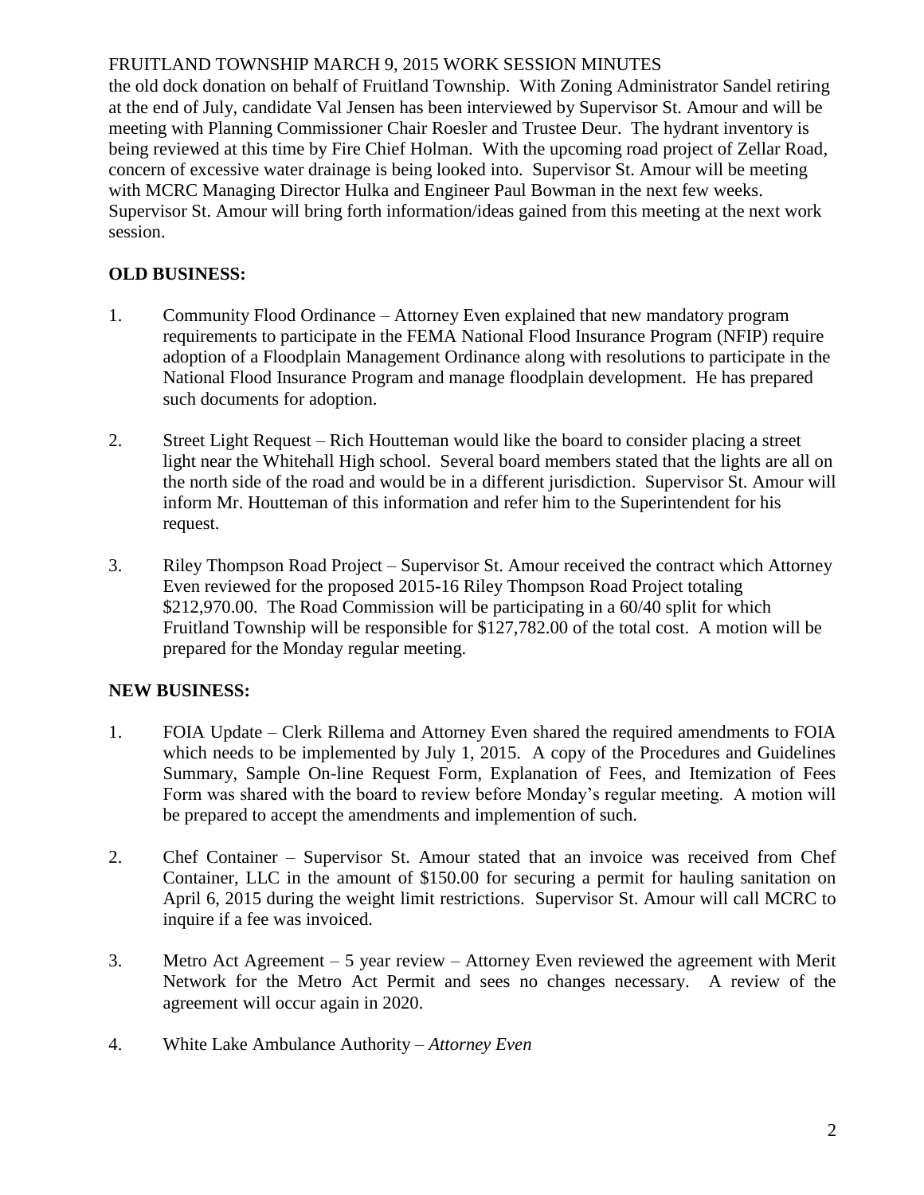the old dock donation on behalf of Fruitland Township. With Zoning Administrator Sandel retiring at the end of July, candidate Val Jensen has been interviewed by Supervisor St. Amour and will be meeting with Planning Commissioner Chair Roesler and Trustee Deur. The hydrant inventory is being reviewed at this time by Fire Chief Holman. With the upcoming road project of Zellar Road, concern of excessive water drainage is being looked into. Supervisor St. Amour will be meeting with MCRC Managing Director Hulka and Engineer Paul Bowman in the next few weeks. Supervisor St. Amour will bring forth information/ideas gained from this meeting at the next work session.

**OLD BUSINESS:**

1. Community Flood Ordinance – Attorney Even explained that new mandatory program requirements to participate in the FEMA National Flood Insurance Program (NFIP) require adoption of a Floodplain Management Ordinance along with resolutions to participate in the National Flood Insurance Program and manage floodplain development. He has prepared such documents for adoption.

2. Street Light Request – Rich Houtteman would like the board to consider placing a street light near the Whitehall High school. Several board members stated that the lights are all on the north side of the road and would be in a different jurisdiction. Supervisor St. Amour will inform Mr. Houtteman of this information and refer him to the Superintendent for his request.

3. Riley Thompson Road Project – Supervisor St. Amour received the contract which Attorney Even reviewed for the proposed 2015-16 Riley Thompson Road Project totaling $212,970.00. The Road Commission will be participating in a 60/40 split for which Fruitland Township will be responsible for $127,782.00 of the total cost. A motion will be prepared for the Monday regular meeting.

**NEW BUSINESS:**

1. FOIA Update – Clerk Rillema and Attorney Even shared the required amendments to FOIA which needs to be implemented by July 1, 2015. A copy of the Procedures and Guidelines Summary, Sample On-line Request Form, Explanation of Fees, and Itemization of Fees Form was shared with the board to review before Monday's regular meeting. A motion will be prepared to accept the amendments and implemention of such.

2. Chef Container – Supervisor St. Amour stated that an invoice was received from Chef Container, LLC in the amount of $150.00 for securing a permit for hauling sanitation on April 6, 2015 during the weight limit restrictions. Supervisor St. Amour will call MCRC to inquire if a fee was invoiced.

3. Metro Act Agreement – 5 year review – Attorney Even reviewed the agreement with Merit Network for the Metro Act Permit and sees no changes necessary. A review of the agreement will occur again in 2020.

4. White Lake Ambulance Authority – *Attorney Even*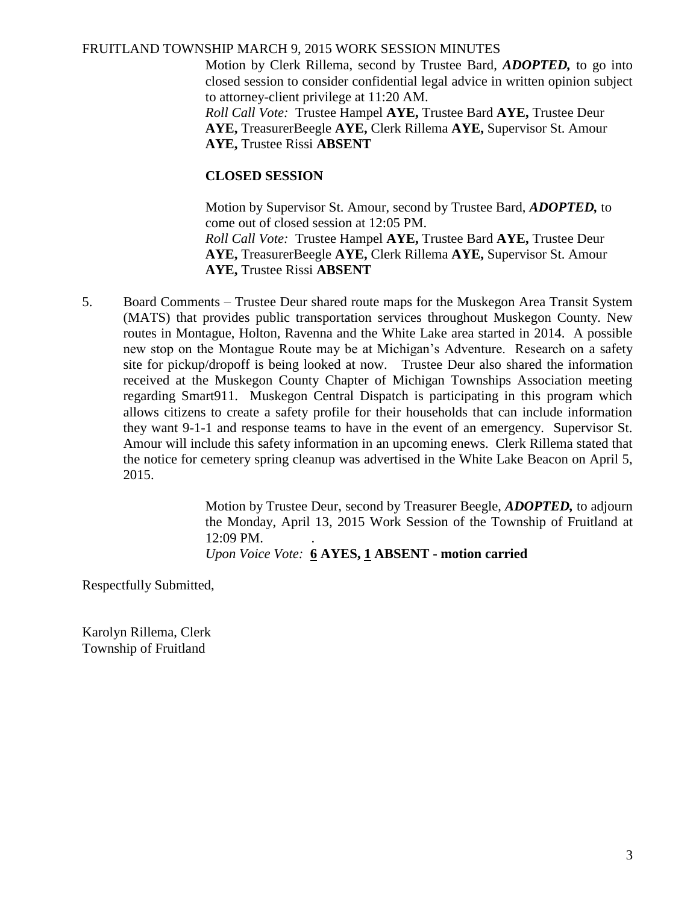Motion by Clerk Rillema, second by Trustee Bard, ***ADOPTED,*** to go into closed session to consider confidential legal advice in written opinion subject to attorney-client privilege at 11:20 AM.
*Roll Call Vote:* Trustee Hampel **AYE,** Trustee Bard **AYE,** Trustee Deur **AYE,** TreasurerBeegle **AYE,** Clerk Rillema **AYE,** Supervisor St. Amour **AYE,** Trustee Rissi **ABSENT**

**CLOSED SESSION**

Motion by Supervisor St. Amour, second by Trustee Bard, ***ADOPTED,*** to come out of closed session at 12:05 PM.
*Roll Call Vote:* Trustee Hampel **AYE,** Trustee Bard **AYE,** Trustee Deur **AYE,** TreasurerBeegle **AYE,** Clerk Rillema **AYE,** Supervisor St. Amour **AYE,** Trustee Rissi **ABSENT**

5. Board Comments – Trustee Deur shared route maps for the Muskegon Area Transit System (MATS) that provides public transportation services throughout Muskegon County. New routes in Montague, Holton, Ravenna and the White Lake area started in 2014. A possible new stop on the Montague Route may be at Michigan's Adventure. Research on a safety site for pickup/dropoff is being looked at now. Trustee Deur also shared the information received at the Muskegon County Chapter of Michigan Townships Association meeting regarding Smart911. Muskegon Central Dispatch is participating in this program which allows citizens to create a safety profile for their households that can include information they want 9-1-1 and response teams to have in the event of an emergency. Supervisor St. Amour will include this safety information in an upcoming enews. Clerk Rillema stated that the notice for cemetery spring cleanup was advertised in the White Lake Beacon on April 5, 2015.

Motion by Trustee Deur, second by Treasurer Beegle, ***ADOPTED,*** to adjourn the Monday, April 13, 2015 Work Session of the Township of Fruitland at 12:09 PM. .
*Upon Voice Vote:* **6 AYES, 1 ABSENT - motion carried**

Respectfully Submitted,

Karolyn Rillema, Clerk
Township of Fruitland